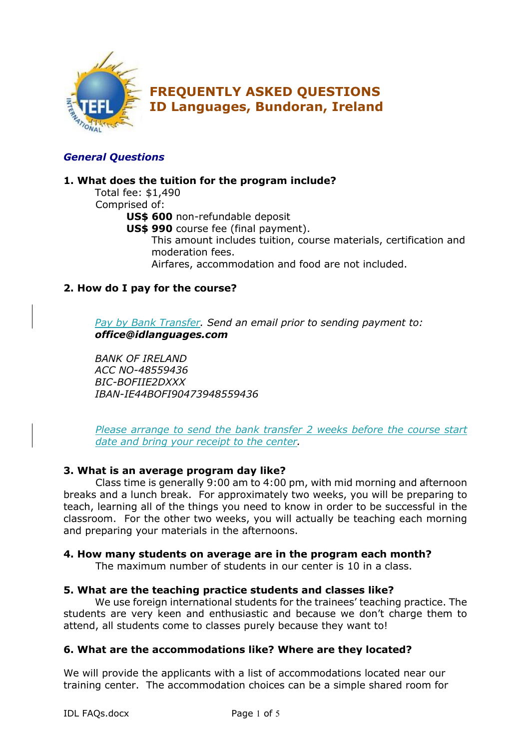# FREQUENTLY ASKED QUESTIONS
# ID Languages, Bundoran, Ireland

## *General Questions*

**1. What does the tuition for the program include?**

Total fee: $1,490

Comprised of:

- **US$ 600** non-refundable deposit
- **US$ 990** course fee (final payment).

  This amount includes tuition, course materials, certification and moderation fees.

  Airfares, accommodation and food are not included.

**2. How do I pay for the course?**

*Pay by Bank Transfer. Send an email prior to sending payment to:* ***office@idlanguages.com***

*BANK OF IRELAND*
*ACC NO-48559436*
*BIC-BOFIIE2DXXX*
*IBAN-IE44BOFI90473948559436*

*Please arrange to send the bank transfer 2 weeks before the course start date and bring your receipt to the center.*

**3. What is an average program day like?**

Class time is generally 9:00 am to 4:00 pm, with mid morning and afternoon breaks and a lunch break. For approximately two weeks, you will be preparing to teach, learning all of the things you need to know in order to be successful in the classroom. For the other two weeks, you will actually be teaching each morning and preparing your materials in the afternoons.

**4. How many students on average are in the program each month?**

The maximum number of students in our center is 10 in a class.

**5. What are the teaching practice students and classes like?**

We use foreign international students for the trainees' teaching practice. The students are very keen and enthusiastic and because we don't charge them to attend, all students come to classes purely because they want to!

**6. What are the accommodations like? Where are they located?**

We will provide the applicants with a list of accommodations located near our training center. The accommodation choices can be a simple shared room for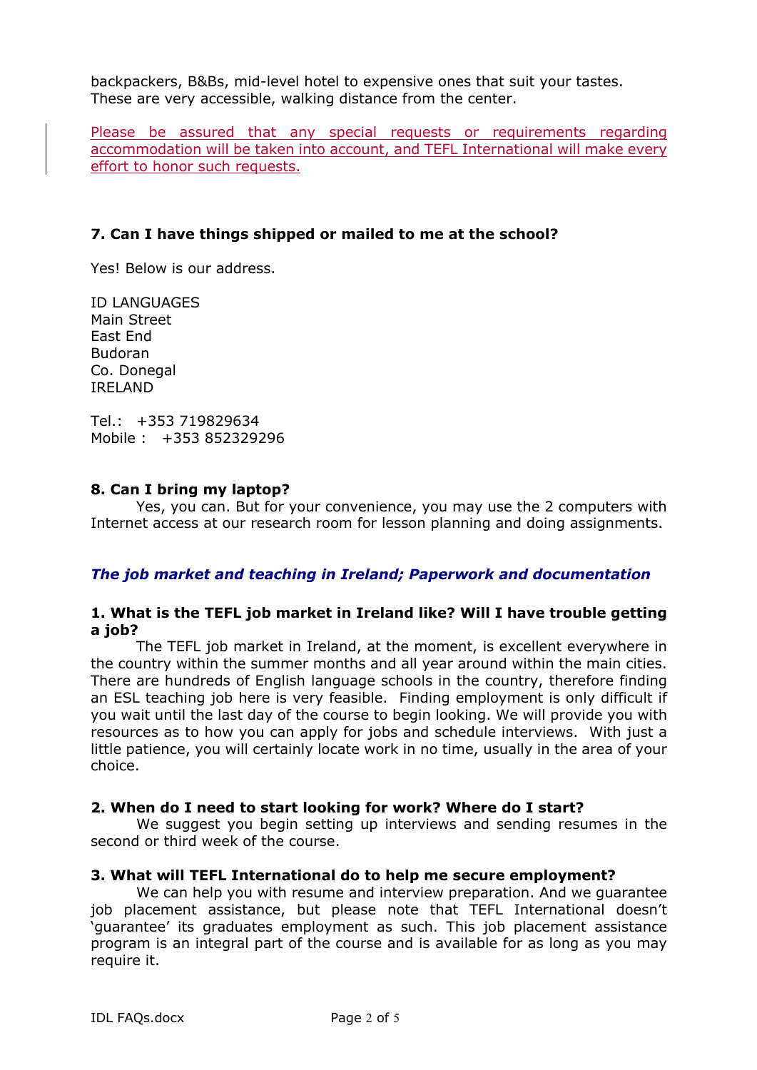backpackers, B&Bs, mid-level hotel to expensive ones that suit your tastes. These are very accessible, walking distance from the center.

Please be assured that any special requests or requirements regarding accommodation will be taken into account, and TEFL International will make every effort to honor such requests.

**7. Can I have things shipped or mailed to me at the school?**

Yes! Below is our address.

ID LANGUAGES
Main Street
East End
Budoran
Co. Donegal
IRELAND

Tel.: +353 719829634
Mobile : +353 852329296

**8. Can I bring my laptop?**

Yes, you can. But for your convenience, you may use the 2 computers with Internet access at our research room for lesson planning and doing assignments.

## *The job market and teaching in Ireland; Paperwork and documentation*

**1. What is the TEFL job market in Ireland like? Will I have trouble getting a job?**

The TEFL job market in Ireland, at the moment, is excellent everywhere in the country within the summer months and all year around within the main cities. There are hundreds of English language schools in the country, therefore finding an ESL teaching job here is very feasible. Finding employment is only difficult if you wait until the last day of the course to begin looking. We will provide you with resources as to how you can apply for jobs and schedule interviews. With just a little patience, you will certainly locate work in no time, usually in the area of your choice.

**2. When do I need to start looking for work? Where do I start?**

We suggest you begin setting up interviews and sending resumes in the second or third week of the course.

**3. What will TEFL International do to help me secure employment?**

We can help you with resume and interview preparation. And we guarantee job placement assistance, but please note that TEFL International doesn't 'guarantee' its graduates employment as such. This job placement assistance program is an integral part of the course and is available for as long as you may require it.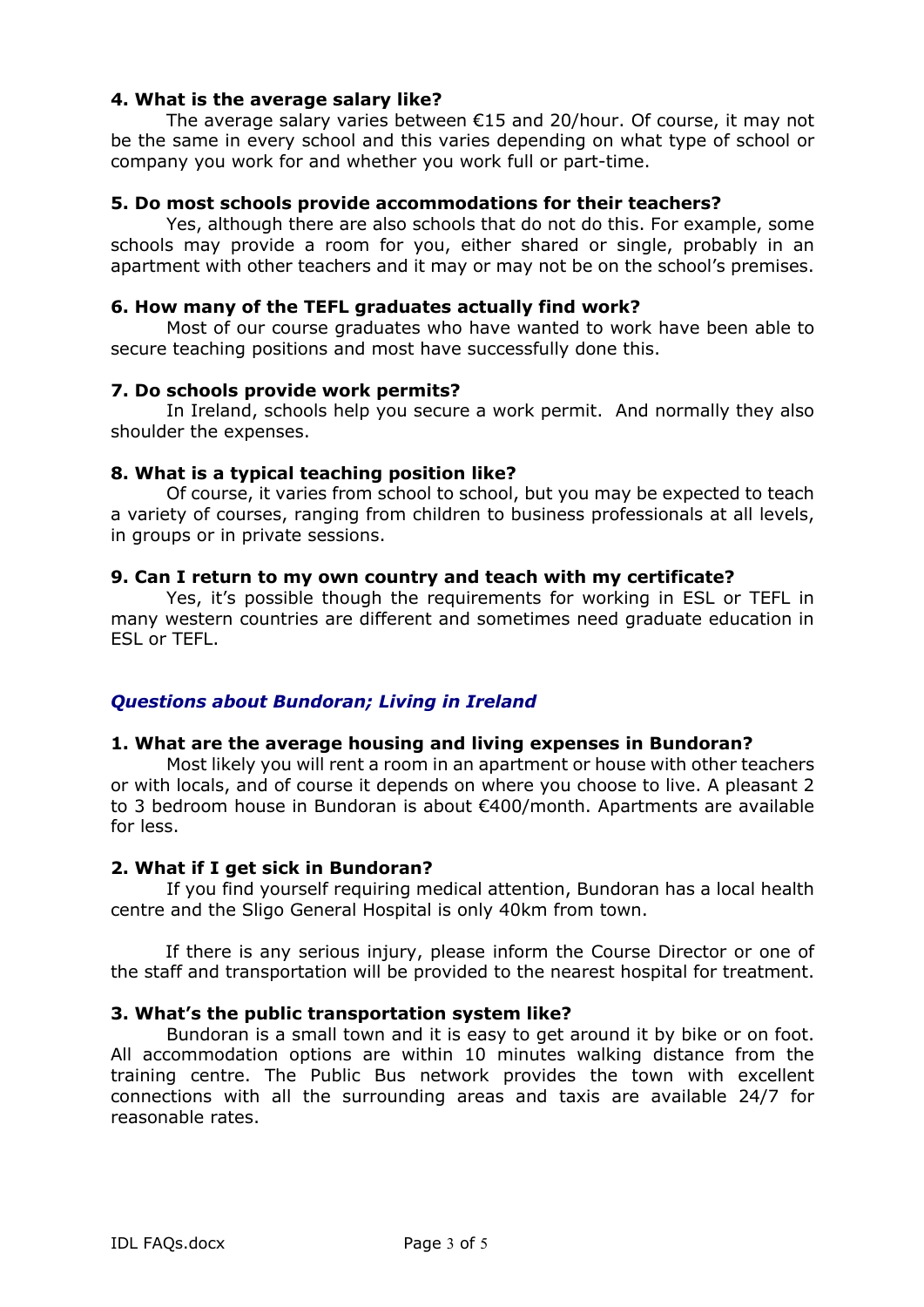**4. What is the average salary like?**

The average salary varies between €15 and 20/hour. Of course, it may not be the same in every school and this varies depending on what type of school or company you work for and whether you work full or part-time.

**5. Do most schools provide accommodations for their teachers?**

Yes, although there are also schools that do not do this. For example, some schools may provide a room for you, either shared or single, probably in an apartment with other teachers and it may or may not be on the school's premises.

**6. How many of the TEFL graduates actually find work?**

Most of our course graduates who have wanted to work have been able to secure teaching positions and most have successfully done this.

**7. Do schools provide work permits?**

In Ireland, schools help you secure a work permit. And normally they also shoulder the expenses.

**8. What is a typical teaching position like?**

Of course, it varies from school to school, but you may be expected to teach a variety of courses, ranging from children to business professionals at all levels, in groups or in private sessions.

**9. Can I return to my own country and teach with my certificate?**

Yes, it's possible though the requirements for working in ESL or TEFL in many western countries are different and sometimes need graduate education in ESL or TEFL.

## *Questions about Bundoran; Living in Ireland*

**1. What are the average housing and living expenses in Bundoran?**

Most likely you will rent a room in an apartment or house with other teachers or with locals, and of course it depends on where you choose to live. A pleasant 2 to 3 bedroom house in Bundoran is about €400/month. Apartments are available for less.

**2. What if I get sick in Bundoran?**

If you find yourself requiring medical attention, Bundoran has a local health centre and the Sligo General Hospital is only 40km from town.

If there is any serious injury, please inform the Course Director or one of the staff and transportation will be provided to the nearest hospital for treatment.

**3. What's the public transportation system like?**

Bundoran is a small town and it is easy to get around it by bike or on foot. All accommodation options are within 10 minutes walking distance from the training centre. The Public Bus network provides the town with excellent connections with all the surrounding areas and taxis are available 24/7 for reasonable rates.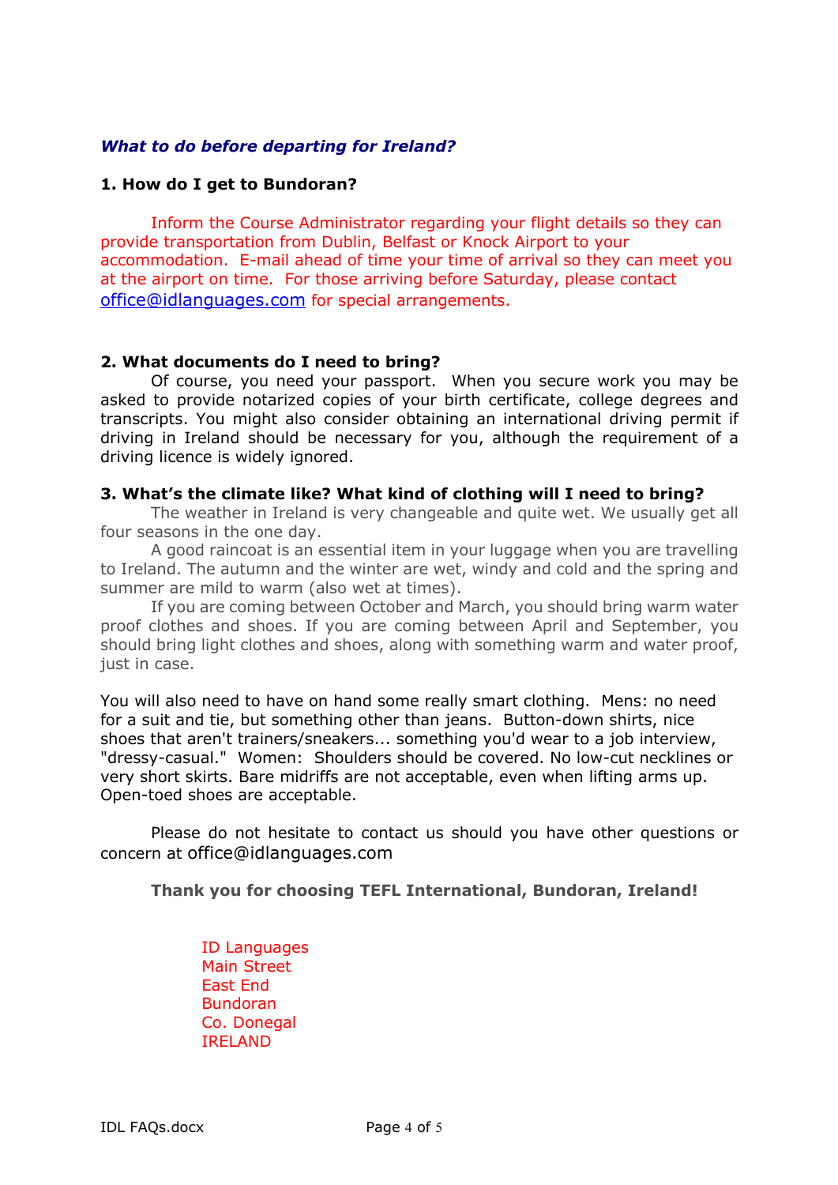***What to do before departing for Ireland?***

**1. How do I get to Bundoran?**

Inform the Course Administrator regarding your flight details so they can provide transportation from Dublin, Belfast or Knock Airport to your accommodation. E-mail ahead of time your time of arrival so they can meet you at the airport on time. For those arriving before Saturday, please contact office@idlanguages.com for special arrangements.

**2. What documents do I need to bring?**

Of course, you need your passport. When you secure work you may be asked to provide notarized copies of your birth certificate, college degrees and transcripts. You might also consider obtaining an international driving permit if driving in Ireland should be necessary for you, although the requirement of a driving licence is widely ignored.

**3. What's the climate like? What kind of clothing will I need to bring?**

The weather in Ireland is very changeable and quite wet. We usually get all four seasons in the one day.

A good raincoat is an essential item in your luggage when you are travelling to Ireland. The autumn and the winter are wet, windy and cold and the spring and summer are mild to warm (also wet at times).

If you are coming between October and March, you should bring warm water proof clothes and shoes. If you are coming between April and September, you should bring light clothes and shoes, along with something warm and water proof, just in case.

You will also need to have on hand some really smart clothing. Mens: no need for a suit and tie, but something other than jeans. Button-down shirts, nice shoes that aren't trainers/sneakers... something you'd wear to a job interview, "dressy-casual." Women: Shoulders should be covered. No low-cut necklines or very short skirts. Bare midriffs are not acceptable, even when lifting arms up. Open-toed shoes are acceptable.

Please do not hesitate to contact us should you have other questions or concern at office@idlanguages.com

**Thank you for choosing TEFL International, Bundoran, Ireland!**

ID Languages
Main Street
East End
Bundoran
Co. Donegal
IRELAND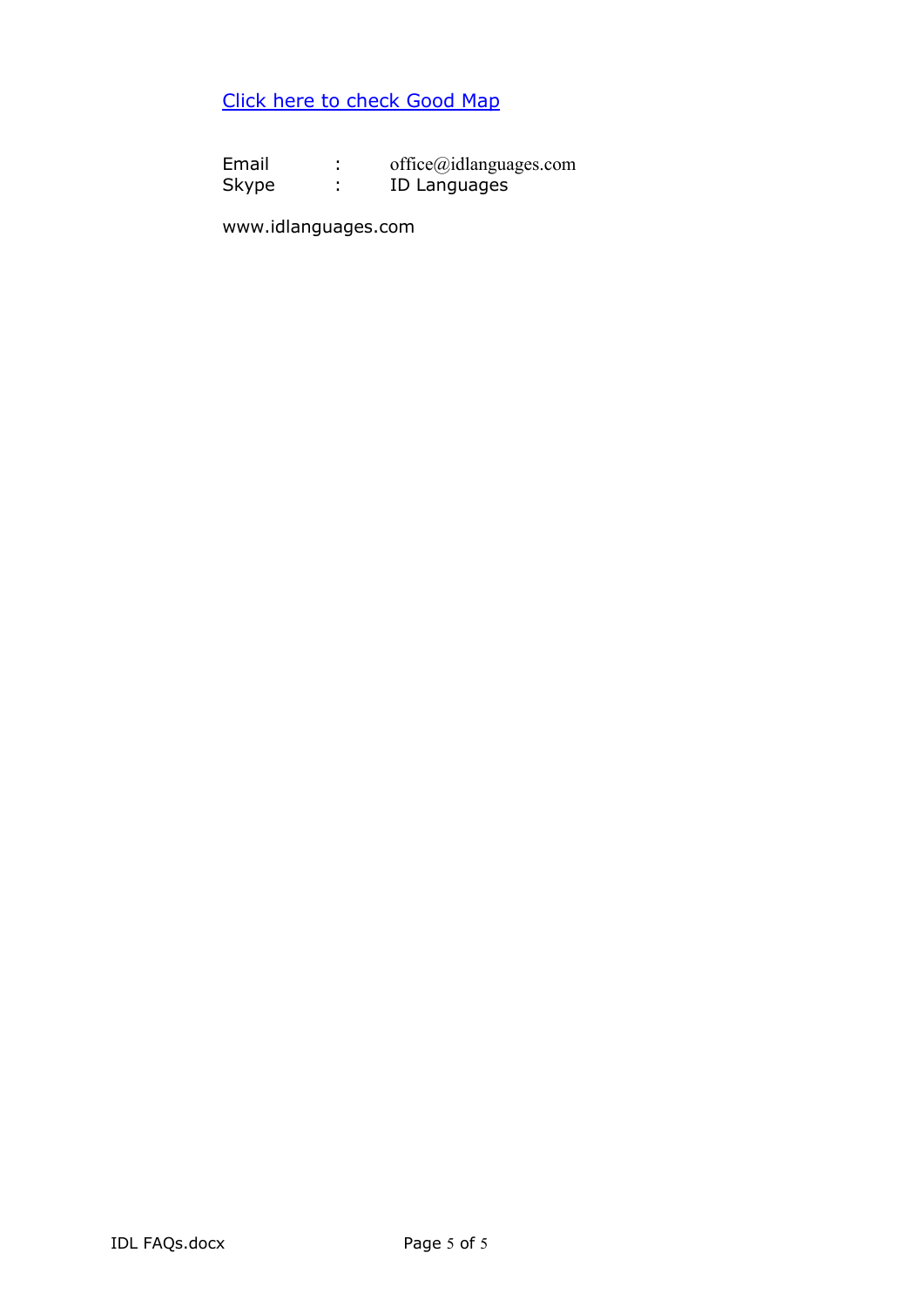[Click here to check Good Map]

| | | |
|---|---|---|
| Email | : | office@idlanguages.com |
| Skype | : | ID Languages |

www.idlanguages.com